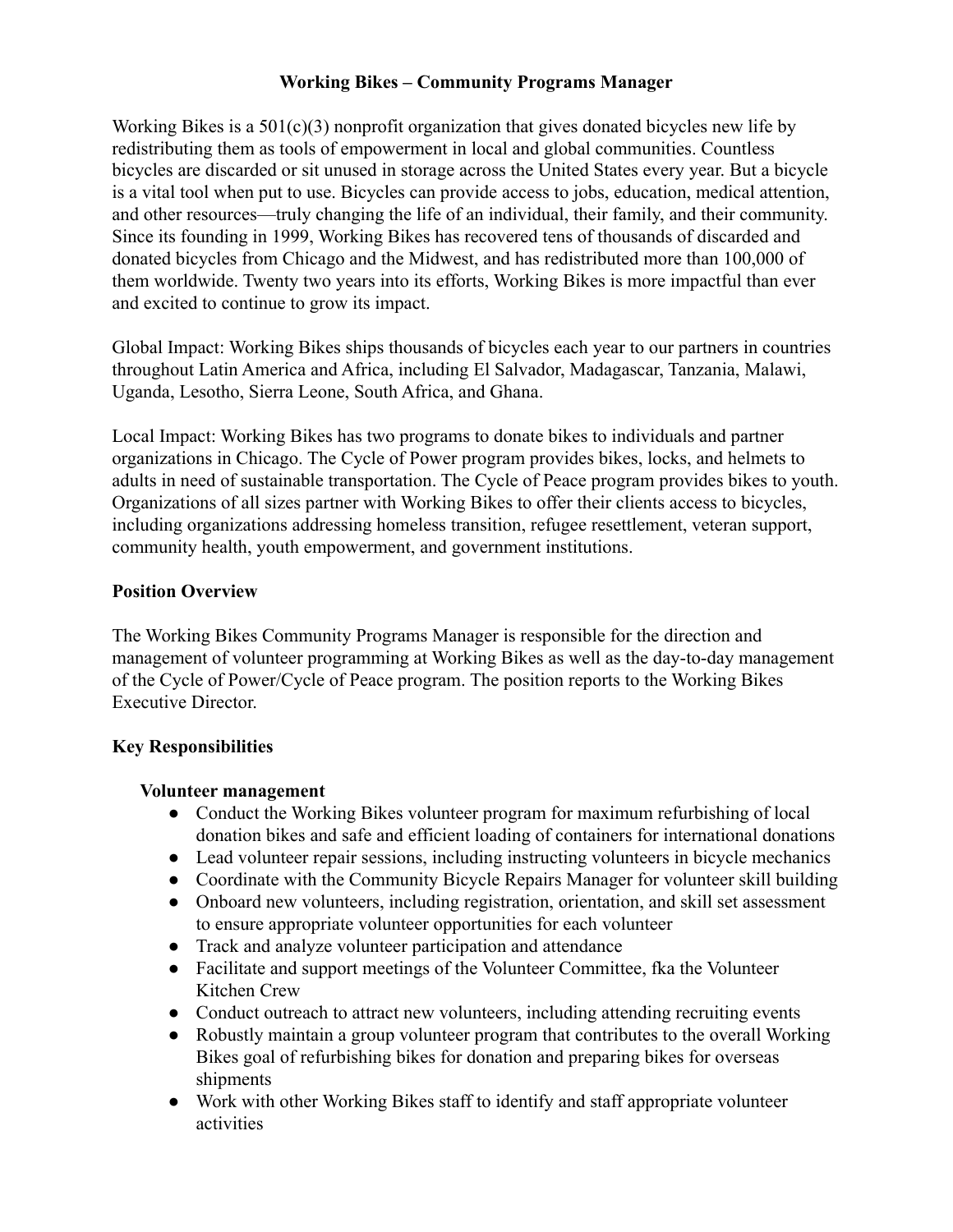# Working Bikes – Community Programs Manager

Working Bikes is a 501(c)(3) nonprofit organization that gives donated bicycles new life by redistributing them as tools of empowerment in local and global communities. Countless bicycles are discarded or sit unused in storage across the United States every year. But a bicycle is a vital tool when put to use. Bicycles can provide access to jobs, education, medical attention, and other resources—truly changing the life of an individual, their family, and their community. Since its founding in 1999, Working Bikes has recovered tens of thousands of discarded and donated bicycles from Chicago and the Midwest, and has redistributed more than 100,000 of them worldwide. Twenty two years into its efforts, Working Bikes is more impactful than ever and excited to continue to grow its impact.

Global Impact: Working Bikes ships thousands of bicycles each year to our partners in countries throughout Latin America and Africa, including El Salvador, Madagascar, Tanzania, Malawi, Uganda, Lesotho, Sierra Leone, South Africa, and Ghana.

Local Impact: Working Bikes has two programs to donate bikes to individuals and partner organizations in Chicago. The Cycle of Power program provides bikes, locks, and helmets to adults in need of sustainable transportation. The Cycle of Peace program provides bikes to youth. Organizations of all sizes partner with Working Bikes to offer their clients access to bicycles, including organizations addressing homeless transition, refugee resettlement, veteran support, community health, youth empowerment, and government institutions.

## Position Overview

The Working Bikes Community Programs Manager is responsible for the direction and management of volunteer programming at Working Bikes as well as the day-to-day management of the Cycle of Power/Cycle of Peace program. The position reports to the Working Bikes Executive Director.

## Key Responsibilities

### Volunteer management

- Conduct the Working Bikes volunteer program for maximum refurbishing of local donation bikes and safe and efficient loading of containers for international donations
- Lead volunteer repair sessions, including instructing volunteers in bicycle mechanics
- Coordinate with the Community Bicycle Repairs Manager for volunteer skill building
- Onboard new volunteers, including registration, orientation, and skill set assessment to ensure appropriate volunteer opportunities for each volunteer
- Track and analyze volunteer participation and attendance
- Facilitate and support meetings of the Volunteer Committee, fka the Volunteer Kitchen Crew
- Conduct outreach to attract new volunteers, including attending recruiting events
- Robustly maintain a group volunteer program that contributes to the overall Working Bikes goal of refurbishing bikes for donation and preparing bikes for overseas shipments
- Work with other Working Bikes staff to identify and staff appropriate volunteer activities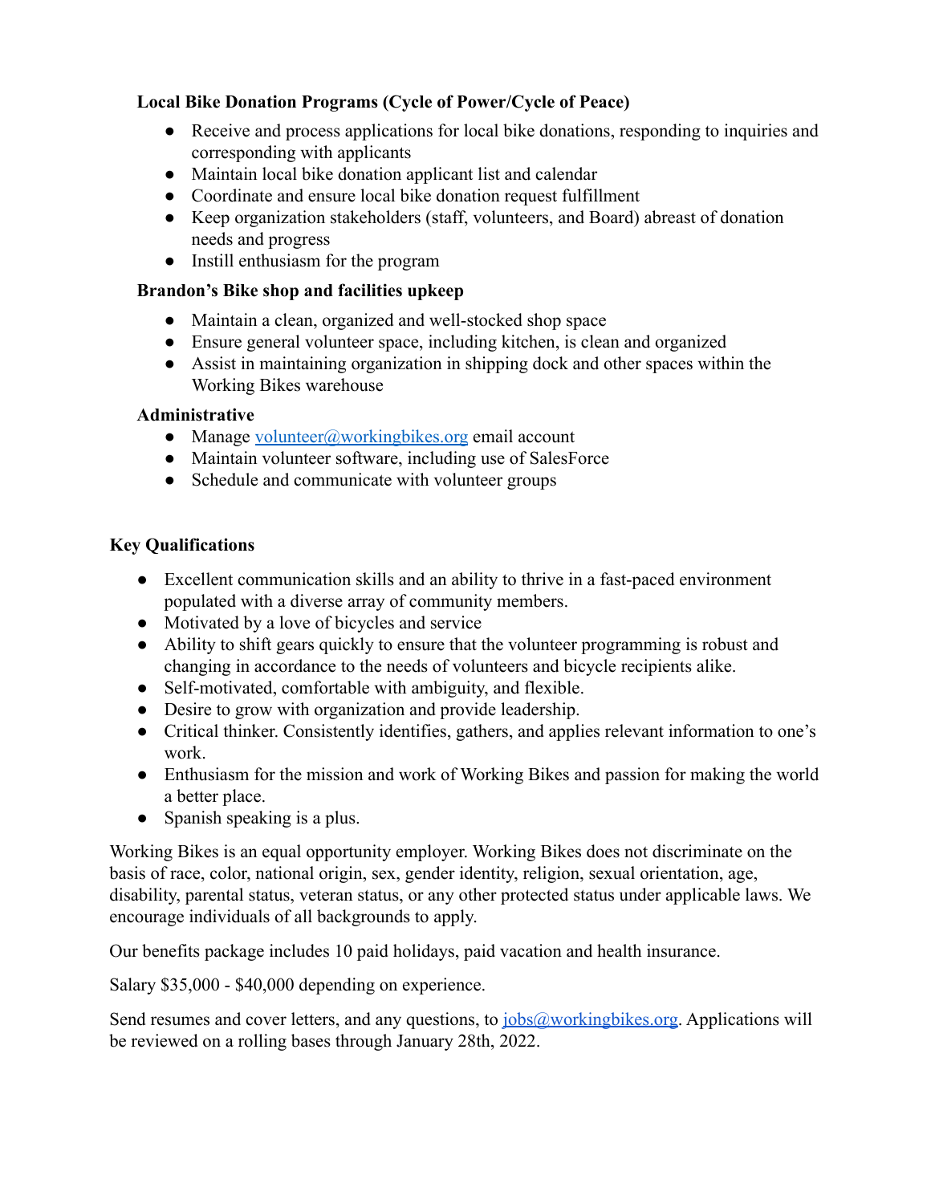**Local Bike Donation Programs (Cycle of Power/Cycle of Peace)**

- Receive and process applications for local bike donations, responding to inquiries and corresponding with applicants
- Maintain local bike donation applicant list and calendar
- Coordinate and ensure local bike donation request fulfillment
- Keep organization stakeholders (staff, volunteers, and Board) abreast of donation needs and progress
- Instill enthusiasm for the program

**Brandon's Bike shop and facilities upkeep**

- Maintain a clean, organized and well-stocked shop space
- Ensure general volunteer space, including kitchen, is clean and organized
- Assist in maintaining organization in shipping dock and other spaces within the Working Bikes warehouse

**Administrative**

- Manage volunteer@workingbikes.org email account
- Maintain volunteer software, including use of SalesForce
- Schedule and communicate with volunteer groups

**Key Qualifications**

- Excellent communication skills and an ability to thrive in a fast-paced environment populated with a diverse array of community members.
- Motivated by a love of bicycles and service
- Ability to shift gears quickly to ensure that the volunteer programming is robust and changing in accordance to the needs of volunteers and bicycle recipients alike.
- Self-motivated, comfortable with ambiguity, and flexible.
- Desire to grow with organization and provide leadership.
- Critical thinker. Consistently identifies, gathers, and applies relevant information to one's work.
- Enthusiasm for the mission and work of Working Bikes and passion for making the world a better place.
- Spanish speaking is a plus.

Working Bikes is an equal opportunity employer. Working Bikes does not discriminate on the basis of race, color, national origin, sex, gender identity, religion, sexual orientation, age, disability, parental status, veteran status, or any other protected status under applicable laws. We encourage individuals of all backgrounds to apply.

Our benefits package includes 10 paid holidays, paid vacation and health insurance.

Salary $35,000 - $40,000 depending on experience.

Send resumes and cover letters, and any questions, to jobs@workingbikes.org. Applications will be reviewed on a rolling bases through January 28th, 2022.